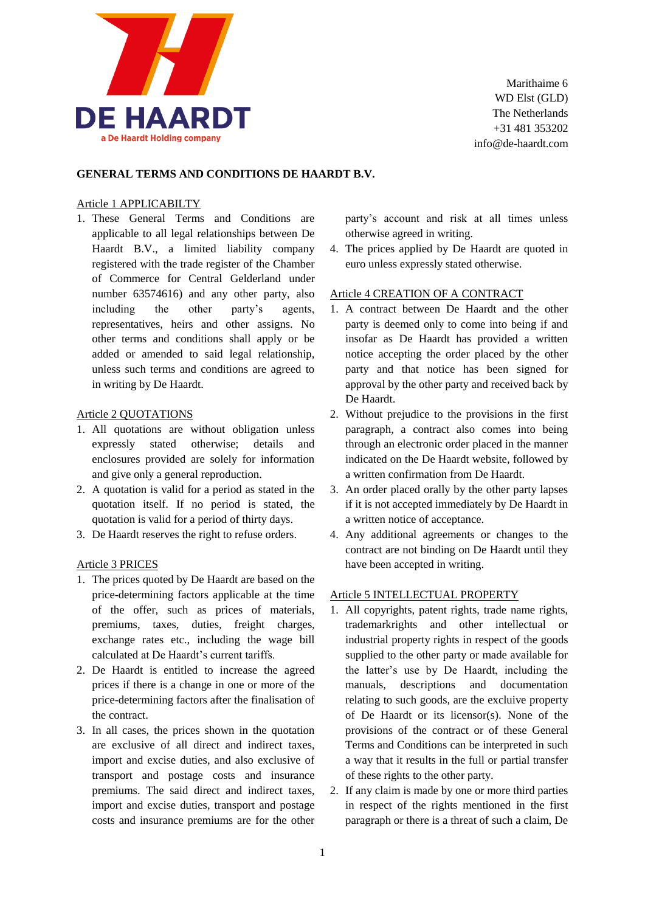DE HAARDT
a De Haardt Holding company

Marithaime 6
WD Elst (GLD)
The Netherlands
+31 481 353202
info@de-haardt.com

# GENERAL TERMS AND CONDITIONS DE HAARDT B.V.

## Article 1 APPLICABILTY

1. These General Terms and Conditions are applicable to all legal relationships between De Haardt B.V., a limited liability company registered with the trade register of the Chamber of Commerce for Central Gelderland under number 63574616) and any other party, also including the other party's agents, representatives, heirs and other assigns. No other terms and conditions shall apply or be added or amended to said legal relationship, unless such terms and conditions are agreed to in writing by De Haardt.

## Article 2 QUOTATIONS

1. All quotations are without obligation unless expressly stated otherwise; details and enclosures provided are solely for information and give only a general reproduction.
2. A quotation is valid for a period as stated in the quotation itself. If no period is stated, the quotation is valid for a period of thirty days.
3. De Haardt reserves the right to refuse orders.

## Article 3 PRICES

1. The prices quoted by De Haardt are based on the price-determining factors applicable at the time of the offer, such as prices of materials, premiums, taxes, duties, freight charges, exchange rates etc., including the wage bill calculated at De Haardt's current tariffs.
2. De Haardt is entitled to increase the agreed prices if there is a change in one or more of the price-determining factors after the finalisation of the contract.
3. In all cases, the prices shown in the quotation are exclusive of all direct and indirect taxes, import and excise duties, and also exclusive of transport and postage costs and insurance premiums. The said direct and indirect taxes, import and excise duties, transport and postage costs and insurance premiums are for the other party's account and risk at all times unless otherwise agreed in writing.
4. The prices applied by De Haardt are quoted in euro unless expressly stated otherwise.

## Article 4 CREATION OF A CONTRACT

1. A contract between De Haardt and the other party is deemed only to come into being if and insofar as De Haardt has provided a written notice accepting the order placed by the other party and that notice has been signed for approval by the other party and received back by De Haardt.
2. Without prejudice to the provisions in the first paragraph, a contract also comes into being through an electronic order placed in the manner indicated on the De Haardt website, followed by a written confirmation from De Haardt.
3. An order placed orally by the other party lapses if it is not accepted immediately by De Haardt in a written notice of acceptance.
4. Any additional agreements or changes to the contract are not binding on De Haardt until they have been accepted in writing.

## Article 5 INTELLECTUAL PROPERTY

1. All copyrights, patent rights, trade name rights, trademarkrights and other intellectual or industrial property rights in respect of the goods supplied to the other party or made available for the latter's use by De Haardt, including the manuals, descriptions and documentation relating to such goods, are the excluive property of De Haardt or its licensor(s). None of the provisions of the contract or of these General Terms and Conditions can be interpreted in such a way that it results in the full or partial transfer of these rights to the other party.
2. If any claim is made by one or more third parties in respect of the rights mentioned in the first paragraph or there is a threat of such a claim, De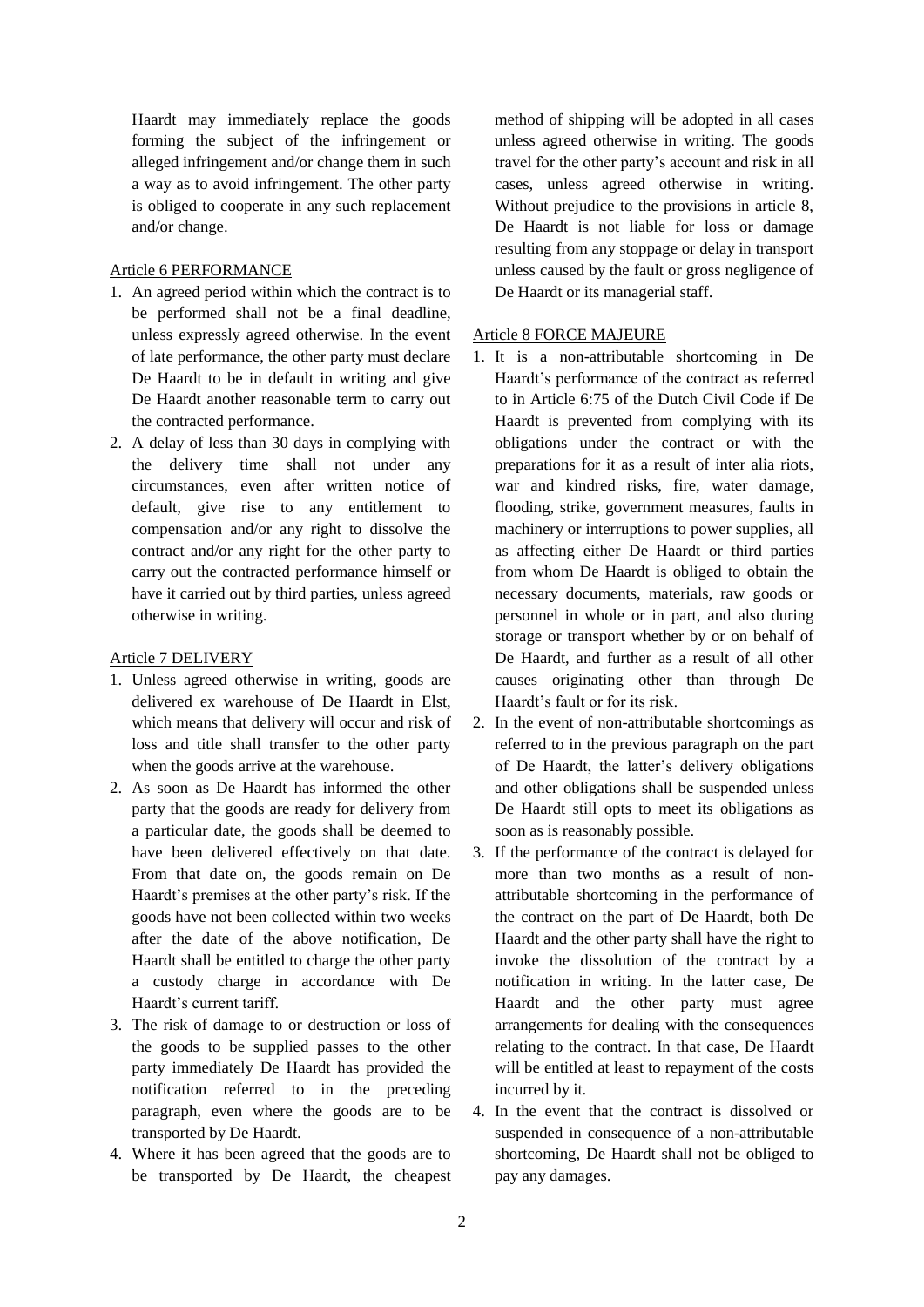Haardt may immediately replace the goods forming the subject of the infringement or alleged infringement and/or change them in such a way as to avoid infringement. The other party is obliged to cooperate in any such replacement and/or change.

Article 6 PERFORMANCE

1. An agreed period within which the contract is to be performed shall not be a final deadline, unless expressly agreed otherwise. In the event of late performance, the other party must declare De Haardt to be in default in writing and give De Haardt another reasonable term to carry out the contracted performance.
2. A delay of less than 30 days in complying with the delivery time shall not under any circumstances, even after written notice of default, give rise to any entitlement to compensation and/or any right to dissolve the contract and/or any right for the other party to carry out the contracted performance himself or have it carried out by third parties, unless agreed otherwise in writing.

Article 7 DELIVERY

1. Unless agreed otherwise in writing, goods are delivered ex warehouse of De Haardt in Elst, which means that delivery will occur and risk of loss and title shall transfer to the other party when the goods arrive at the warehouse.
2. As soon as De Haardt has informed the other party that the goods are ready for delivery from a particular date, the goods shall be deemed to have been delivered effectively on that date. From that date on, the goods remain on De Haardt's premises at the other party's risk. If the goods have not been collected within two weeks after the date of the above notification, De Haardt shall be entitled to charge the other party a custody charge in accordance with De Haardt's current tariff.
3. The risk of damage to or destruction or loss of the goods to be supplied passes to the other party immediately De Haardt has provided the notification referred to in the preceding paragraph, even where the goods are to be transported by De Haardt.
4. Where it has been agreed that the goods are to be transported by De Haardt, the cheapest method of shipping will be adopted in all cases unless agreed otherwise in writing. The goods travel for the other party's account and risk in all cases, unless agreed otherwise in writing. Without prejudice to the provisions in article 8, De Haardt is not liable for loss or damage resulting from any stoppage or delay in transport unless caused by the fault or gross negligence of De Haardt or its managerial staff.

Article 8 FORCE MAJEURE

1. It is a non-attributable shortcoming in De Haardt's performance of the contract as referred to in Article 6:75 of the Dutch Civil Code if De Haardt is prevented from complying with its obligations under the contract or with the preparations for it as a result of inter alia riots, war and kindred risks, fire, water damage, flooding, strike, government measures, faults in machinery or interruptions to power supplies, all as affecting either De Haardt or third parties from whom De Haardt is obliged to obtain the necessary documents, materials, raw goods or personnel in whole or in part, and also during storage or transport whether by or on behalf of De Haardt, and further as a result of all other causes originating other than through De Haardt's fault or for its risk.
2. In the event of non-attributable shortcomings as referred to in the previous paragraph on the part of De Haardt, the latter's delivery obligations and other obligations shall be suspended unless De Haardt still opts to meet its obligations as soon as is reasonably possible.
3. If the performance of the contract is delayed for more than two months as a result of non-attributable shortcoming in the performance of the contract on the part of De Haardt, both De Haardt and the other party shall have the right to invoke the dissolution of the contract by a notification in writing. In the latter case, De Haardt and the other party must agree arrangements for dealing with the consequences relating to the contract. In that case, De Haardt will be entitled at least to repayment of the costs incurred by it.
4. In the event that the contract is dissolved or suspended in consequence of a non-attributable shortcoming, De Haardt shall not be obliged to pay any damages.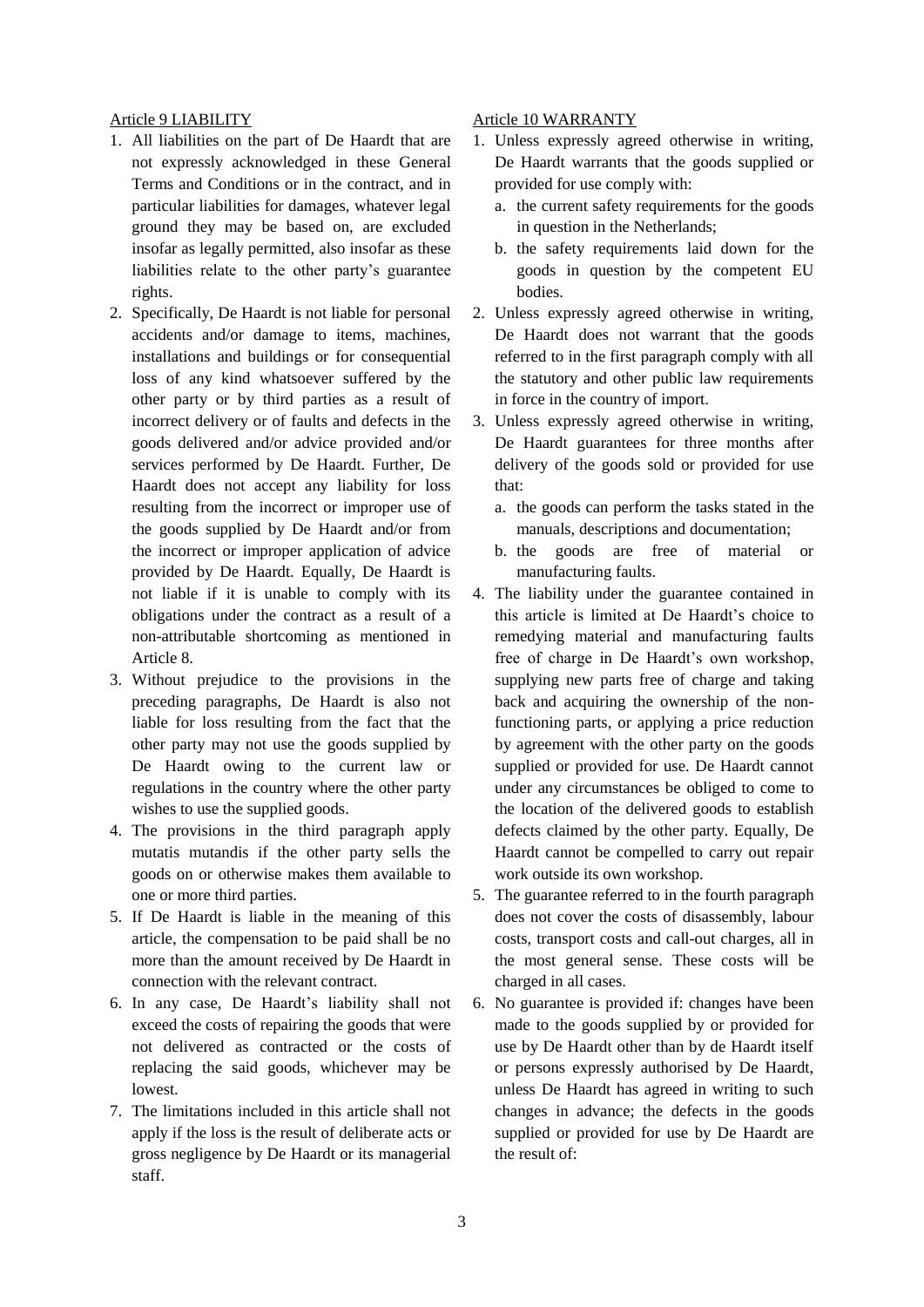Article 9 LIABILITY

1. All liabilities on the part of De Haardt that are not expressly acknowledged in these General Terms and Conditions or in the contract, and in particular liabilities for damages, whatever legal ground they may be based on, are excluded insofar as legally permitted, also insofar as these liabilities relate to the other party's guarantee rights.
2. Specifically, De Haardt is not liable for personal accidents and/or damage to items, machines, installations and buildings or for consequential loss of any kind whatsoever suffered by the other party or by third parties as a result of incorrect delivery or of faults and defects in the goods delivered and/or advice provided and/or services performed by De Haardt. Further, De Haardt does not accept any liability for loss resulting from the incorrect or improper use of the goods supplied by De Haardt and/or from the incorrect or improper application of advice provided by De Haardt. Equally, De Haardt is not liable if it is unable to comply with its obligations under the contract as a result of a non-attributable shortcoming as mentioned in Article 8.
3. Without prejudice to the provisions in the preceding paragraphs, De Haardt is also not liable for loss resulting from the fact that the other party may not use the goods supplied by De Haardt owing to the current law or regulations in the country where the other party wishes to use the supplied goods.
4. The provisions in the third paragraph apply mutatis mutandis if the other party sells the goods on or otherwise makes them available to one or more third parties.
5. If De Haardt is liable in the meaning of this article, the compensation to be paid shall be no more than the amount received by De Haardt in connection with the relevant contract.
6. In any case, De Haardt's liability shall not exceed the costs of repairing the goods that were not delivered as contracted or the costs of replacing the said goods, whichever may be lowest.
7. The limitations included in this article shall not apply if the loss is the result of deliberate acts or gross negligence by De Haardt or its managerial staff.

Article 10 WARRANTY

1. Unless expressly agreed otherwise in writing, De Haardt warrants that the goods supplied or provided for use comply with:
   a. the current safety requirements for the goods in question in the Netherlands;
   b. the safety requirements laid down for the goods in question by the competent EU bodies.
2. Unless expressly agreed otherwise in writing, De Haardt does not warrant that the goods referred to in the first paragraph comply with all the statutory and other public law requirements in force in the country of import.
3. Unless expressly agreed otherwise in writing, De Haardt guarantees for three months after delivery of the goods sold or provided for use that:
   a. the goods can perform the tasks stated in the manuals, descriptions and documentation;
   b. the goods are free of material or manufacturing faults.
4. The liability under the guarantee contained in this article is limited at De Haardt's choice to remedying material and manufacturing faults free of charge in De Haardt's own workshop, supplying new parts free of charge and taking back and acquiring the ownership of the non-functioning parts, or applying a price reduction by agreement with the other party on the goods supplied or provided for use. De Haardt cannot under any circumstances be obliged to come to the location of the delivered goods to establish defects claimed by the other party. Equally, De Haardt cannot be compelled to carry out repair work outside its own workshop.
5. The guarantee referred to in the fourth paragraph does not cover the costs of disassembly, labour costs, transport costs and call-out charges, all in the most general sense. These costs will be charged in all cases.
6. No guarantee is provided if: changes have been made to the goods supplied by or provided for use by De Haardt other than by de Haardt itself or persons expressly authorised by De Haardt, unless De Haardt has agreed in writing to such changes in advance; the defects in the goods supplied or provided for use by De Haardt are the result of: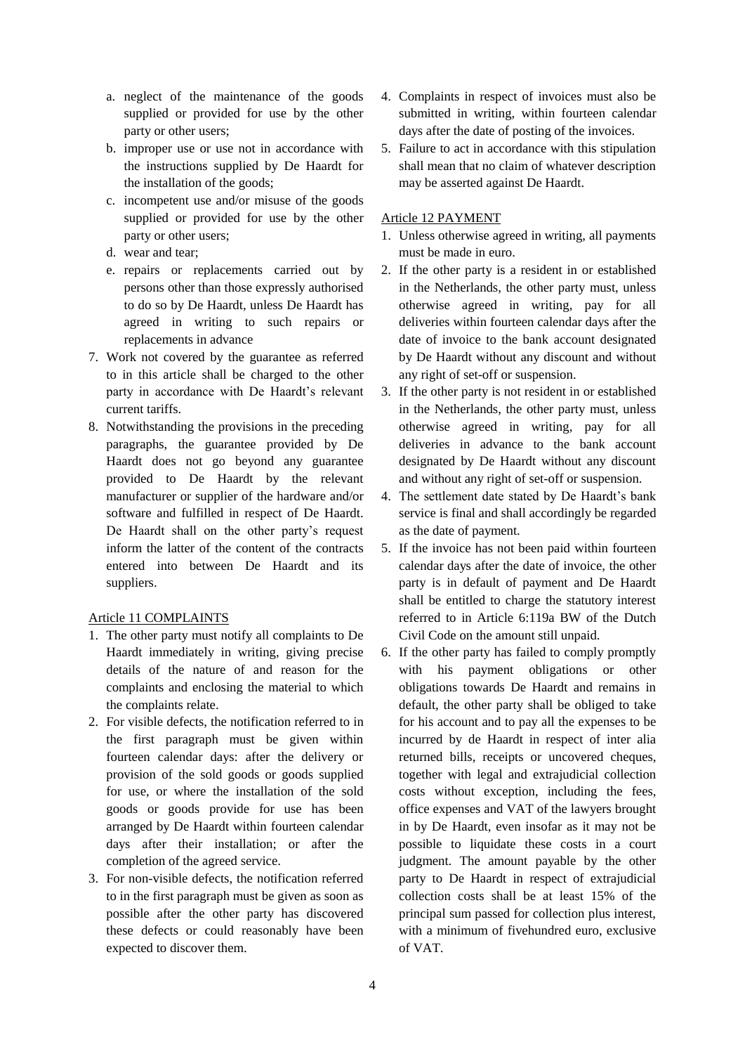a. neglect of the maintenance of the goods supplied or provided for use by the other party or other users;
b. improper use or use not in accordance with the instructions supplied by De Haardt for the installation of the goods;
c. incompetent use and/or misuse of the goods supplied or provided for use by the other party or other users;
d. wear and tear;
e. repairs or replacements carried out by persons other than those expressly authorised to do so by De Haardt, unless De Haardt has agreed in writing to such repairs or replacements in advance

7. Work not covered by the guarantee as referred to in this article shall be charged to the other party in accordance with De Haardt's relevant current tariffs.
8. Notwithstanding the provisions in the preceding paragraphs, the guarantee provided by De Haardt does not go beyond any guarantee provided to De Haardt by the relevant manufacturer or supplier of the hardware and/or software and fulfilled in respect of De Haardt. De Haardt shall on the other party's request inform the latter of the content of the contracts entered into between De Haardt and its suppliers.

Article 11 COMPLAINTS

1. The other party must notify all complaints to De Haardt immediately in writing, giving precise details of the nature of and reason for the complaints and enclosing the material to which the complaints relate.
2. For visible defects, the notification referred to in the first paragraph must be given within fourteen calendar days: after the delivery or provision of the sold goods or goods supplied for use, or where the installation of the sold goods or goods provide for use has been arranged by De Haardt within fourteen calendar days after their installation; or after the completion of the agreed service.
3. For non-visible defects, the notification referred to in the first paragraph must be given as soon as possible after the other party has discovered these defects or could reasonably have been expected to discover them.
4. Complaints in respect of invoices must also be submitted in writing, within fourteen calendar days after the date of posting of the invoices.
5. Failure to act in accordance with this stipulation shall mean that no claim of whatever description may be asserted against De Haardt.

Article 12 PAYMENT

1. Unless otherwise agreed in writing, all payments must be made in euro.
2. If the other party is a resident in or established in the Netherlands, the other party must, unless otherwise agreed in writing, pay for all deliveries within fourteen calendar days after the date of invoice to the bank account designated by De Haardt without any discount and without any right of set-off or suspension.
3. If the other party is not resident in or established in the Netherlands, the other party must, unless otherwise agreed in writing, pay for all deliveries in advance to the bank account designated by De Haardt without any discount and without any right of set-off or suspension.
4. The settlement date stated by De Haardt's bank service is final and shall accordingly be regarded as the date of payment.
5. If the invoice has not been paid within fourteen calendar days after the date of invoice, the other party is in default of payment and De Haardt shall be entitled to charge the statutory interest referred to in Article 6:119a BW of the Dutch Civil Code on the amount still unpaid.
6. If the other party has failed to comply promptly with his payment obligations or other obligations towards De Haardt and remains in default, the other party shall be obliged to take for his account and to pay all the expenses to be incurred by de Haardt in respect of inter alia returned bills, receipts or uncovered cheques, together with legal and extrajudicial collection costs without exception, including the fees, office expenses and VAT of the lawyers brought in by De Haardt, even insofar as it may not be possible to liquidate these costs in a court judgment. The amount payable by the other party to De Haardt in respect of extrajudicial collection costs shall be at least 15% of the principal sum passed for collection plus interest, with a minimum of fivehundred euro, exclusive of VAT.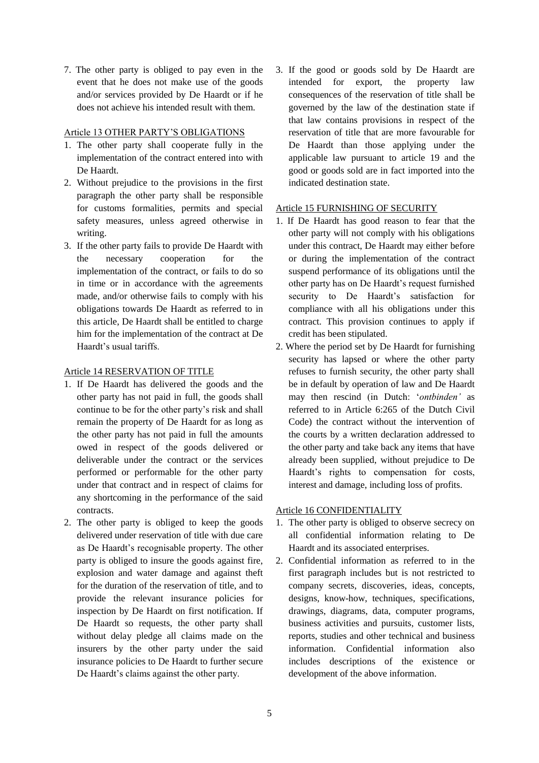7. The other party is obliged to pay even in the event that he does not make use of the goods and/or services provided by De Haardt or if he does not achieve his intended result with them.

Article 13 OTHER PARTY'S OBLIGATIONS

1. The other party shall cooperate fully in the implementation of the contract entered into with De Haardt.
2. Without prejudice to the provisions in the first paragraph the other party shall be responsible for customs formalities, permits and special safety measures, unless agreed otherwise in writing.
3. If the other party fails to provide De Haardt with the necessary cooperation for the implementation of the contract, or fails to do so in time or in accordance with the agreements made, and/or otherwise fails to comply with his obligations towards De Haardt as referred to in this article, De Haardt shall be entitled to charge him for the implementation of the contract at De Haardt's usual tariffs.

Article 14 RESERVATION OF TITLE

1. If De Haardt has delivered the goods and the other party has not paid in full, the goods shall continue to be for the other party's risk and shall remain the property of De Haardt for as long as the other party has not paid in full the amounts owed in respect of the goods delivered or deliverable under the contract or the services performed or performable for the other party under that contract and in respect of claims for any shortcoming in the performance of the said contracts.
2. The other party is obliged to keep the goods delivered under reservation of title with due care as De Haardt's recognisable property. The other party is obliged to insure the goods against fire, explosion and water damage and against theft for the duration of the reservation of title, and to provide the relevant insurance policies for inspection by De Haardt on first notification. If De Haardt so requests, the other party shall without delay pledge all claims made on the insurers by the other party under the said insurance policies to De Haardt to further secure De Haardt's claims against the other party.
3. If the good or goods sold by De Haardt are intended for export, the property law consequences of the reservation of title shall be governed by the law of the destination state if that law contains provisions in respect of the reservation of title that are more favourable for De Haardt than those applying under the applicable law pursuant to article 19 and the good or goods sold are in fact imported into the indicated destination state.

Article 15 FURNISHING OF SECURITY

1. If De Haardt has good reason to fear that the other party will not comply with his obligations under this contract, De Haardt may either before or during the implementation of the contract suspend performance of its obligations until the other party has on De Haardt's request furnished security to De Haardt's satisfaction for compliance with all his obligations under this contract. This provision continues to apply if credit has been stipulated.
2. Where the period set by De Haardt for furnishing security has lapsed or where the other party refuses to furnish security, the other party shall be in default by operation of law and De Haardt may then rescind (in Dutch: '*ontbinden'* as referred to in Article 6:265 of the Dutch Civil Code) the contract without the intervention of the courts by a written declaration addressed to the other party and take back any items that have already been supplied, without prejudice to De Haardt's rights to compensation for costs, interest and damage, including loss of profits.

Article 16 CONFIDENTIALITY

1. The other party is obliged to observe secrecy on all confidential information relating to De Haardt and its associated enterprises.
2. Confidential information as referred to in the first paragraph includes but is not restricted to company secrets, discoveries, ideas, concepts, designs, know-how, techniques, specifications, drawings, diagrams, data, computer programs, business activities and pursuits, customer lists, reports, studies and other technical and business information. Confidential information also includes descriptions of the existence or development of the above information.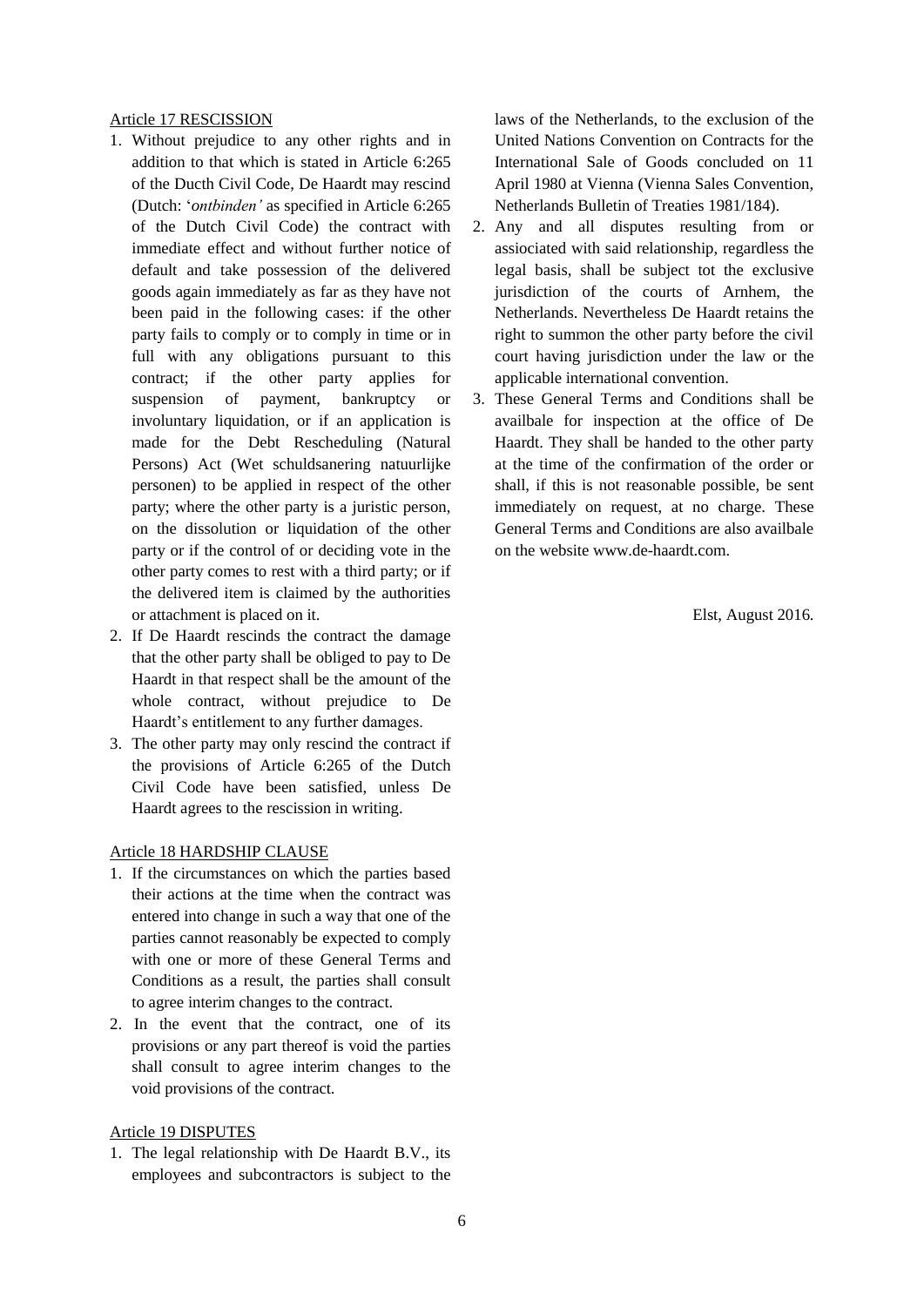Article 17 RESCISSION

1. Without prejudice to any other rights and in addition to that which is stated in Article 6:265 of the Ducth Civil Code, De Haardt may rescind (Dutch: '*ontbinden'* as specified in Article 6:265 of the Dutch Civil Code) the contract with immediate effect and without further notice of default and take possession of the delivered goods again immediately as far as they have not been paid in the following cases: if the other party fails to comply or to comply in time or in full with any obligations pursuant to this contract; if the other party applies for suspension of payment, bankruptcy or involuntary liquidation, or if an application is made for the Debt Rescheduling (Natural Persons) Act (Wet schuldsanering natuurlijke personen) to be applied in respect of the other party; where the other party is a juristic person, on the dissolution or liquidation of the other party or if the control of or deciding vote in the other party comes to rest with a third party; or if the delivered item is claimed by the authorities or attachment is placed on it.
2. If De Haardt rescinds the contract the damage that the other party shall be obliged to pay to De Haardt in that respect shall be the amount of the whole contract, without prejudice to De Haardt's entitlement to any further damages.
3. The other party may only rescind the contract if the provisions of Article 6:265 of the Dutch Civil Code have been satisfied, unless De Haardt agrees to the rescission in writing.

Article 18 HARDSHIP CLAUSE

1. If the circumstances on which the parties based their actions at the time when the contract was entered into change in such a way that one of the parties cannot reasonably be expected to comply with one or more of these General Terms and Conditions as a result, the parties shall consult to agree interim changes to the contract.
2. In the event that the contract, one of its provisions or any part thereof is void the parties shall consult to agree interim changes to the void provisions of the contract.

Article 19 DISPUTES

1. The legal relationship with De Haardt B.V., its employees and subcontractors is subject to the laws of the Netherlands, to the exclusion of the United Nations Convention on Contracts for the International Sale of Goods concluded on 11 April 1980 at Vienna (Vienna Sales Convention, Netherlands Bulletin of Treaties 1981/184).
2. Any and all disputes resulting from or assiociated with said relationship, regardless the legal basis, shall be subject tot the exclusive jurisdiction of the courts of Arnhem, the Netherlands. Nevertheless De Haardt retains the right to summon the other party before the civil court having jurisdiction under the law or the applicable international convention.
3. These General Terms and Conditions shall be availbale for inspection at the office of De Haardt. They shall be handed to the other party at the time of the confirmation of the order or shall, if this is not reasonable possible, be sent immediately on request, at no charge. These General Terms and Conditions are also availbale on the website www.de-haardt.com.

Elst, August 2016.